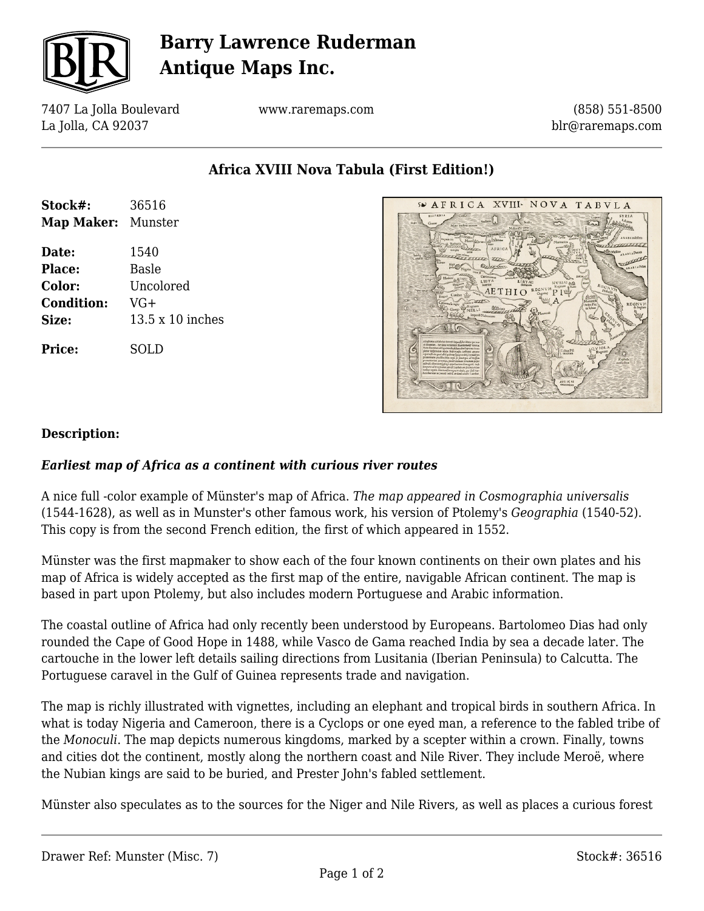# Barry Lawrence Ruderman Antique Maps Inc.

7407 La Jolla Boulevard
La Jolla, CA 92037

www.raremaps.com

(858) 551-8500
blr@raremaps.com

## Africa XVIII Nova Tabula (First Edition!)

| | |
|---|---|
| **Stock#:** | 36516 |
| **Map Maker:** | Munster |
| **Date:** | 1540 |
| **Place:** | Basle |
| **Color:** | Uncolored |
| **Condition:** | VG+ |
| **Size:** | 13.5 x 10 inches |
| **Price:** | SOLD |

### Description:

***Earliest map of Africa as a continent with curious river routes***

A nice full -color example of Münster's map of Africa. *The map appeared in Cosmographia universalis* (1544-1628), as well as in Munster's other famous work, his version of Ptolemy's *Geographia* (1540-52). This copy is from the second French edition, the first of which appeared in 1552.

Münster was the first mapmaker to show each of the four known continents on their own plates and his map of Africa is widely accepted as the first map of the entire, navigable African continent. The map is based in part upon Ptolemy, but also includes modern Portuguese and Arabic information.

The coastal outline of Africa had only recently been understood by Europeans. Bartolomeo Dias had only rounded the Cape of Good Hope in 1488, while Vasco de Gama reached India by sea a decade later. The cartouche in the lower left details sailing directions from Lusitania (Iberian Peninsula) to Calcutta. The Portuguese caravel in the Gulf of Guinea represents trade and navigation.

The map is richly illustrated with vignettes, including an elephant and tropical birds in southern Africa. In what is today Nigeria and Cameroon, there is a Cyclops or one eyed man, a reference to the fabled tribe of the *Monoculi*. The map depicts numerous kingdoms, marked by a scepter within a crown. Finally, towns and cities dot the continent, mostly along the northern coast and Nile River. They include Meroë, where the Nubian kings are said to be buried, and Prester John's fabled settlement.

Münster also speculates as to the sources for the Niger and Nile Rivers, as well as places a curious forest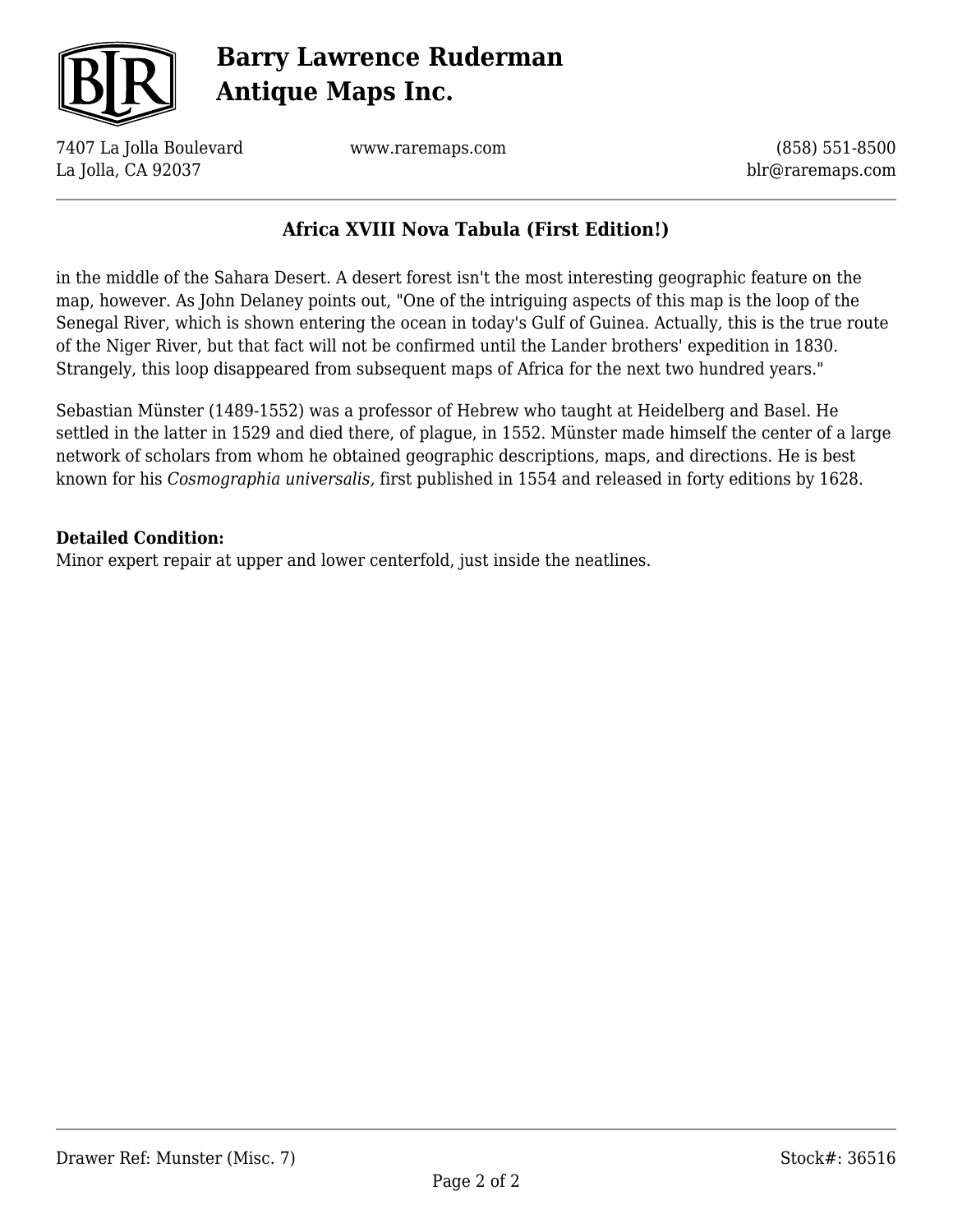## Africa XVIII Nova Tabula (First Edition!)

in the middle of the Sahara Desert. A desert forest isn't the most interesting geographic feature on the map, however. As John Delaney points out, "One of the intriguing aspects of this map is the loop of the Senegal River, which is shown entering the ocean in today's Gulf of Guinea. Actually, this is the true route of the Niger River, but that fact will not be confirmed until the Lander brothers' expedition in 1830. Strangely, this loop disappeared from subsequent maps of Africa for the next two hundred years."

Sebastian Münster (1489-1552) was a professor of Hebrew who taught at Heidelberg and Basel. He settled in the latter in 1529 and died there, of plague, in 1552. Münster made himself the center of a large network of scholars from whom he obtained geographic descriptions, maps, and directions. He is best known for his *Cosmographia universalis,* first published in 1554 and released in forty editions by 1628.

**Detailed Condition:**
Minor expert repair at upper and lower centerfold, just inside the neatlines.

Drawer Ref: Munster (Misc. 7)

Stock#: 36516